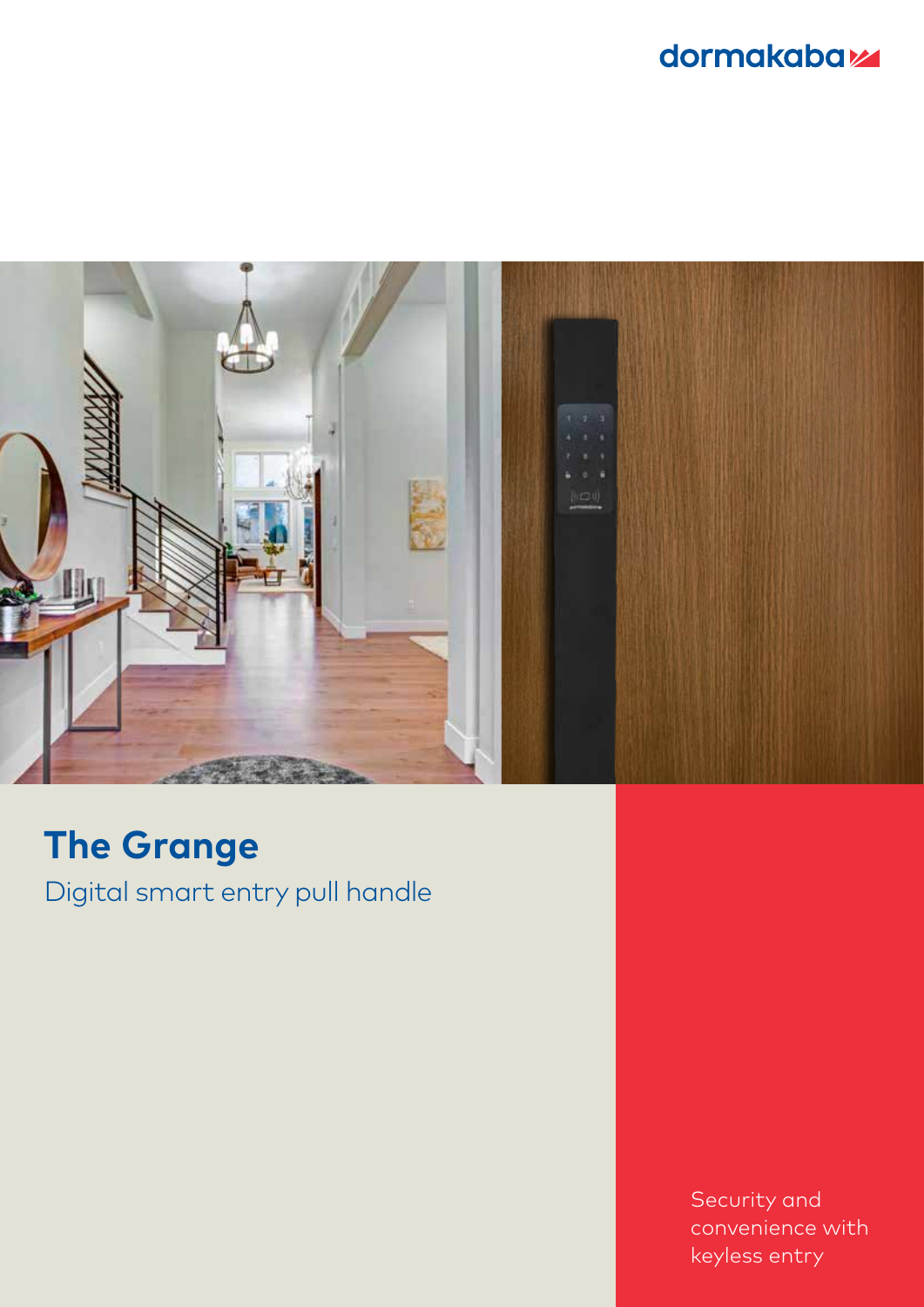dormakaba

# The Grange

Digital smart entry pull handle

Security and convenience with keyless entry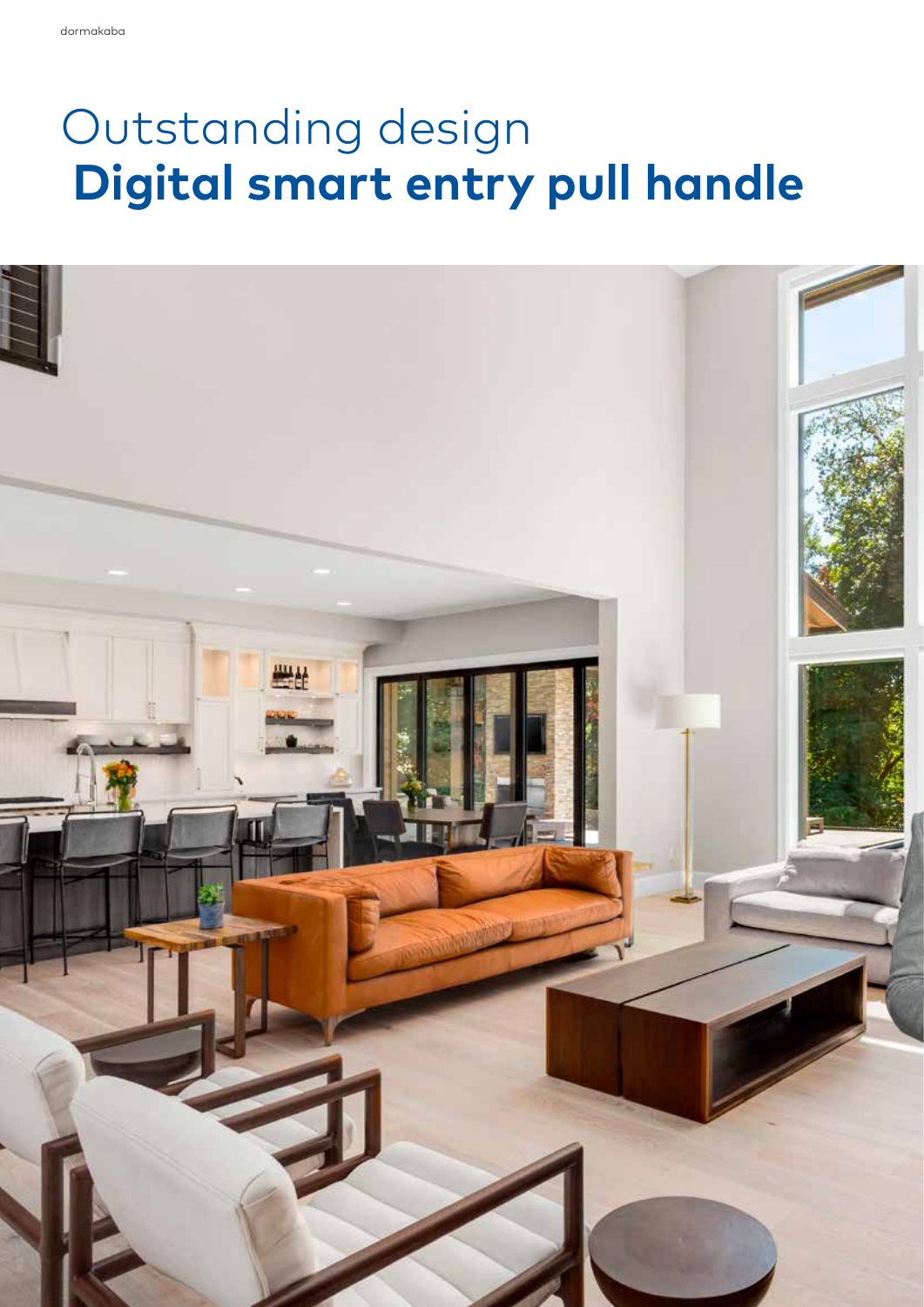# Outstanding design
**Digital smart entry pull handle**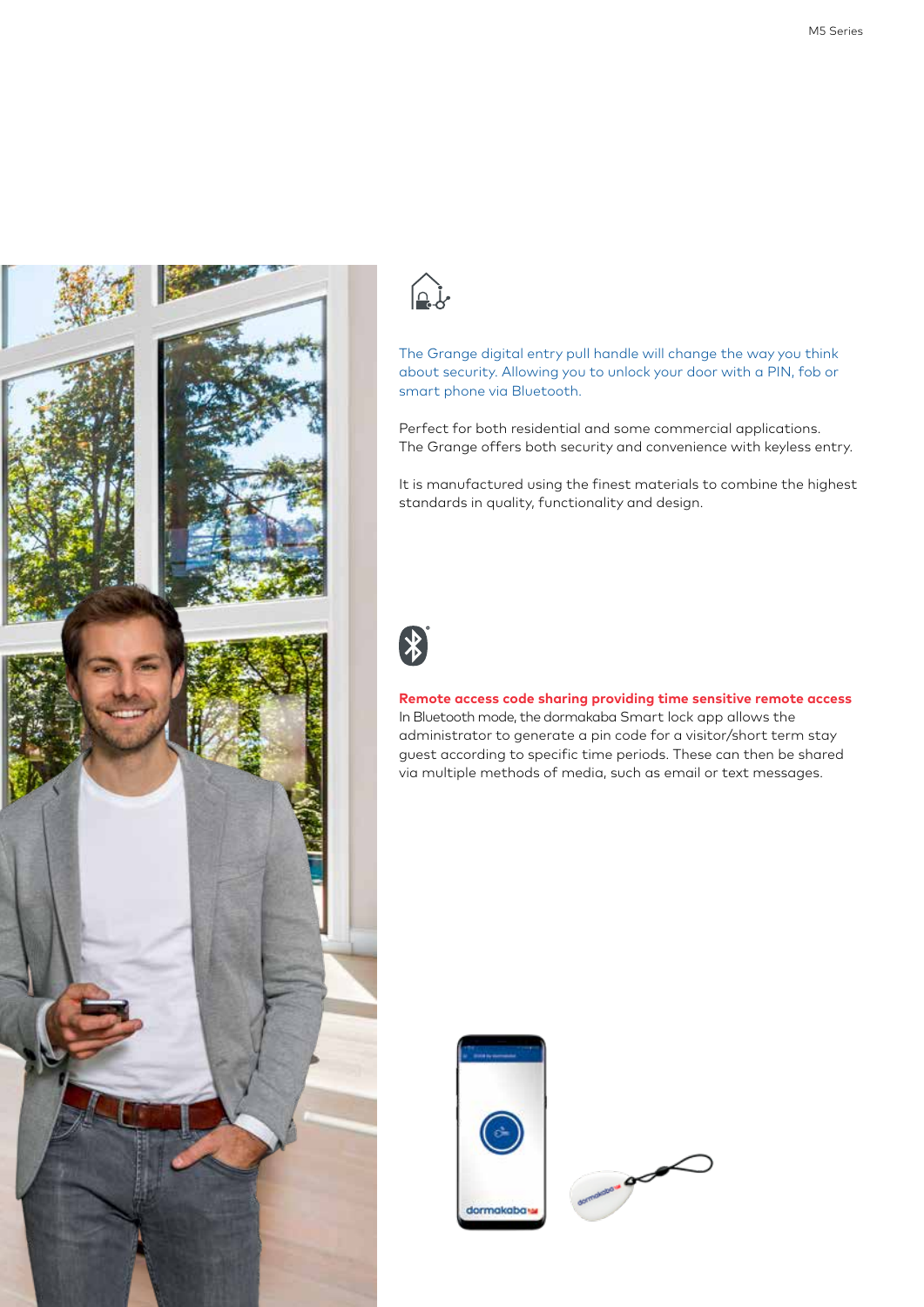The Grange digital entry pull handle will change the way you think about security. Allowing you to unlock your door with a PIN, fob or smart phone via Bluetooth.

Perfect for both residential and some commercial applications. The Grange offers both security and convenience with keyless entry.

It is manufactured using the finest materials to combine the highest standards in quality, functionality and design.

**Remote access code sharing providing time sensitive remote access**
In Bluetooth mode, the dormakaba Smart lock app allows the administrator to generate a pin code for a visitor/short term stay guest according to specific time periods. These can then be shared via multiple methods of media, such as email or text messages.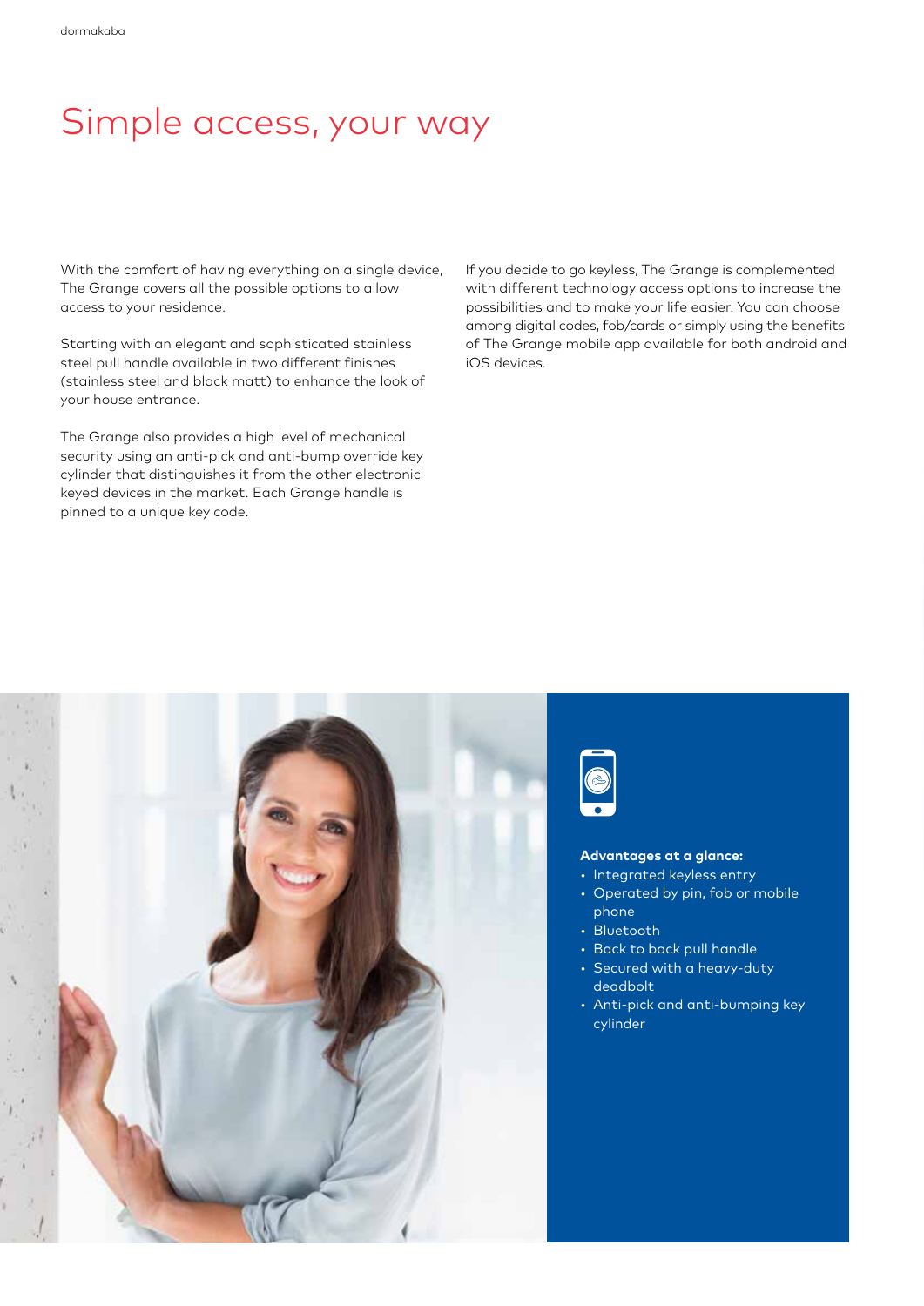# Simple access, your way

With the comfort of having everything on a single device, The Grange covers all the possible options to allow access to your residence.

Starting with an elegant and sophisticated stainless steel pull handle available in two different finishes (stainless steel and black matt) to enhance the look of your house entrance.

The Grange also provides a high level of mechanical security using an anti-pick and anti-bump override key cylinder that distinguishes it from the other electronic keyed devices in the market. Each Grange handle is pinned to a unique key code.

If you decide to go keyless, The Grange is complemented with different technology access options to increase the possibilities and to make your life easier. You can choose among digital codes, fob/cards or simply using the benefits of The Grange mobile app available for both android and iOS devices.

**Advantages at a glance:**

- Integrated keyless entry
- Operated by pin, fob or mobile phone
- Bluetooth
- Back to back pull handle
- Secured with a heavy-duty deadbolt
- Anti-pick and anti-bumping key cylinder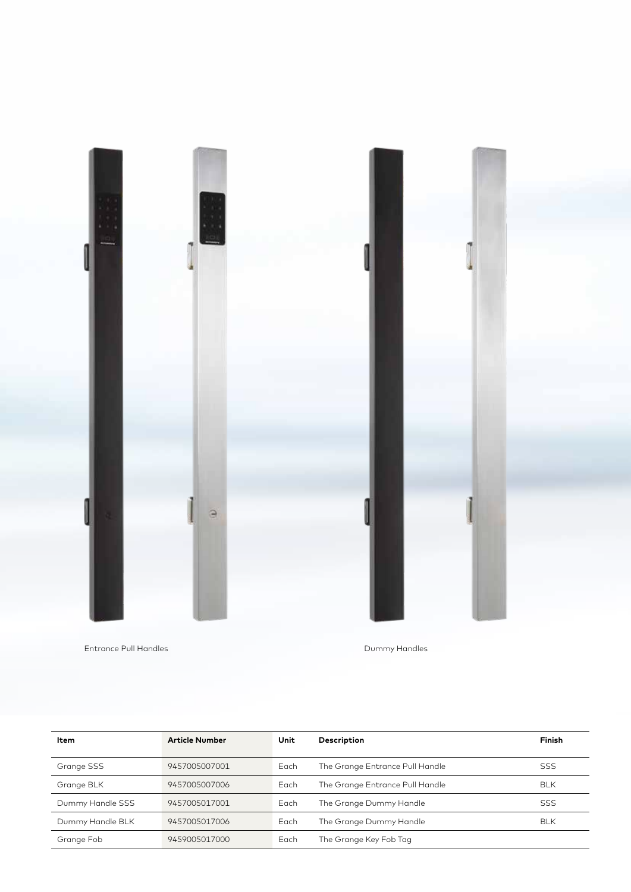Entrance Pull Handles

Dummy Handles

| Item | Article Number | Unit | Description | Finish |
|---|---|---|---|---|
| Grange SSS | 9457005007001 | Each | The Grange Entrance Pull Handle | SSS |
| Grange BLK | 9457005007006 | Each | The Grange Entrance Pull Handle | BLK |
| Dummy Handle SSS | 9457005017001 | Each | The Grange Dummy Handle | SSS |
| Dummy Handle BLK | 9457005017006 | Each | The Grange Dummy Handle | BLK |
| Grange Fob | 9459005017000 | Each | The Grange Key Fob Tag | |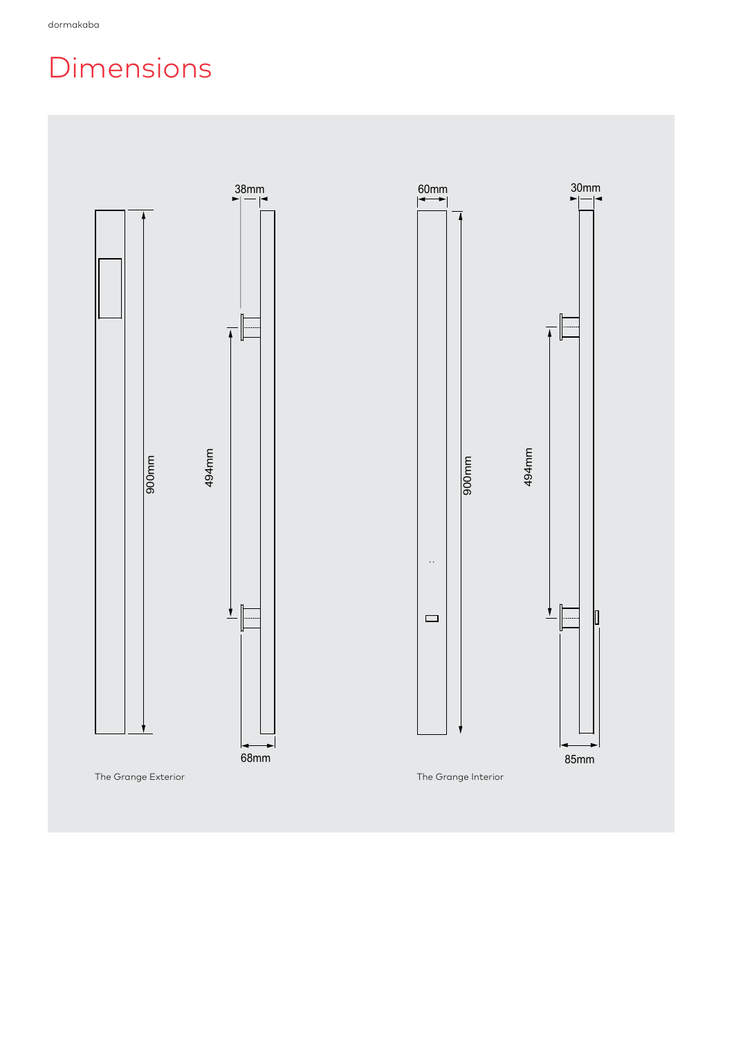# Dimensions

38mm

900mm

494mm

68mm

The Grange Exterior

60mm

900mm

30mm

494mm

85mm

The Grange Interior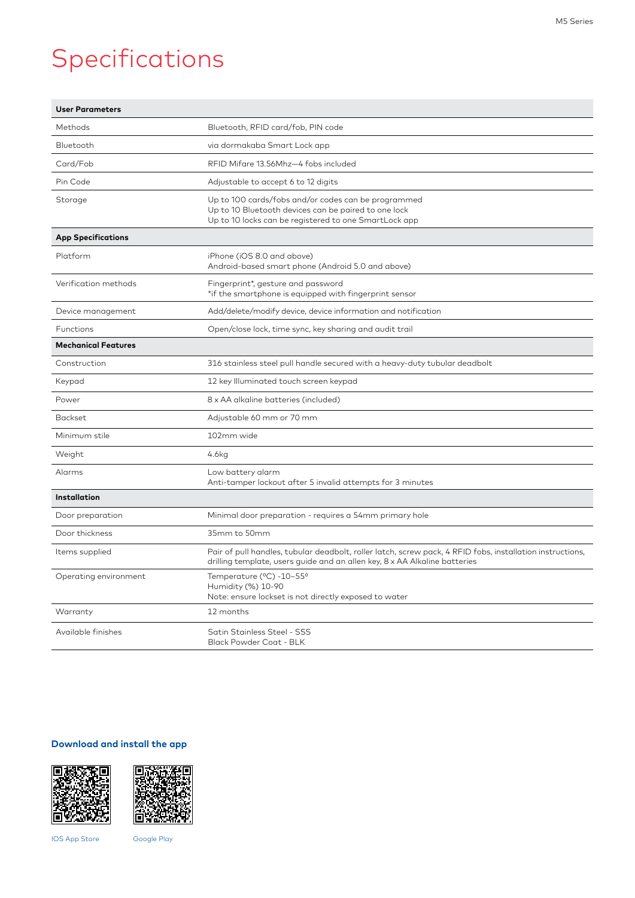# Specifications

| **User Parameters** | |
|---|---|
| Methods | Bluetooth, RFID card/fob, PIN code |
| Bluetooth | via dormakaba Smart Lock app |
| Card/Fob | RFID Mifare 13.56Mhz—4 fobs included |
| Pin Code | Adjustable to accept 6 to 12 digits |
| Storage | Up to 100 cards/fobs and/or codes can be programmed<br>Up to 10 Bluetooth devices can be paired to one lock<br>Up to 10 locks can be registered to one SmartLock app |
| **App Specifications** | |
| Platform | iPhone (iOS 8.0 and above)<br>Android-based smart phone (Android 5.0 and above) |
| Verification methods | Fingerprint*, gesture and password<br>*if the smartphone is equipped with fingerprint sensor |
| Device management | Add/delete/modify device, device information and notification |
| Functions | Open/close lock, time sync, key sharing and audit trail |
| **Mechanical Features** | |
| Construction | 316 stainless steel pull handle secured with a heavy-duty tubular deadbolt |
| Keypad | 12 key Illuminated touch screen keypad |
| Power | 8 x AA alkaline batteries (included) |
| Backset | Adjustable 60 mm or 70 mm |
| Minimum stile | 102mm wide |
| Weight | 4.6kg |
| Alarms | Low battery alarm<br>Anti-tamper lockout after 5 invalid attempts for 3 minutes |
| **Installation** | |
| Door preparation | Minimal door preparation - requires a 54mm primary hole |
| Door thickness | 35mm to 50mm |
| Items supplied | Pair of pull handles, tubular deadbolt, roller latch, screw pack, 4 RFID fobs, installation instructions, drilling template, users guide and an allen key, 8 x AA Alkaline batteries |
| Operating environment | Temperature (ºC) -10–55º<br>Humidity (%) 10-90<br>Note: ensure lockset is not directly exposed to water |
| Warranty | 12 months |
| Available finishes | Satin Stainless Steel - SSS<br>Black Powder Coat - BLK |

## Download and install the app

IOS App Store

Google Play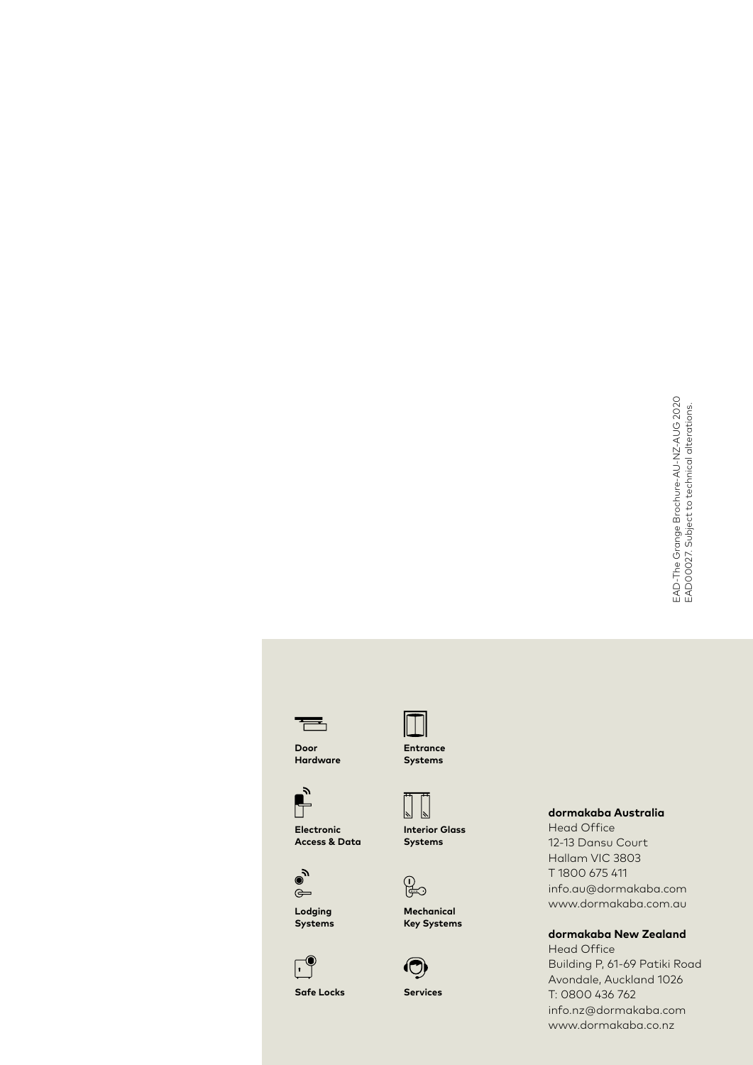EAD-The Grange Brochure-AU-NZ-AUG 2020
EAD0027. Subject to technical alterations.

**Door Hardware**

**Entrance Systems**

**Electronic Access & Data**

**Interior Glass Systems**

**Lodging Systems**

**Mechanical Key Systems**

**Safe Locks**

**Services**

**dormakaba Australia**
Head Office
12-13 Dansu Court
Hallam VIC 3803
T 1800 675 411
info.au@dormakaba.com
www.dormakaba.com.au

**dormakaba New Zealand**
Head Office
Building P, 61-69 Patiki Road
Avondale, Auckland 1026
T: 0800 436 762
info.nz@dormakaba.com
www.dormakaba.co.nz